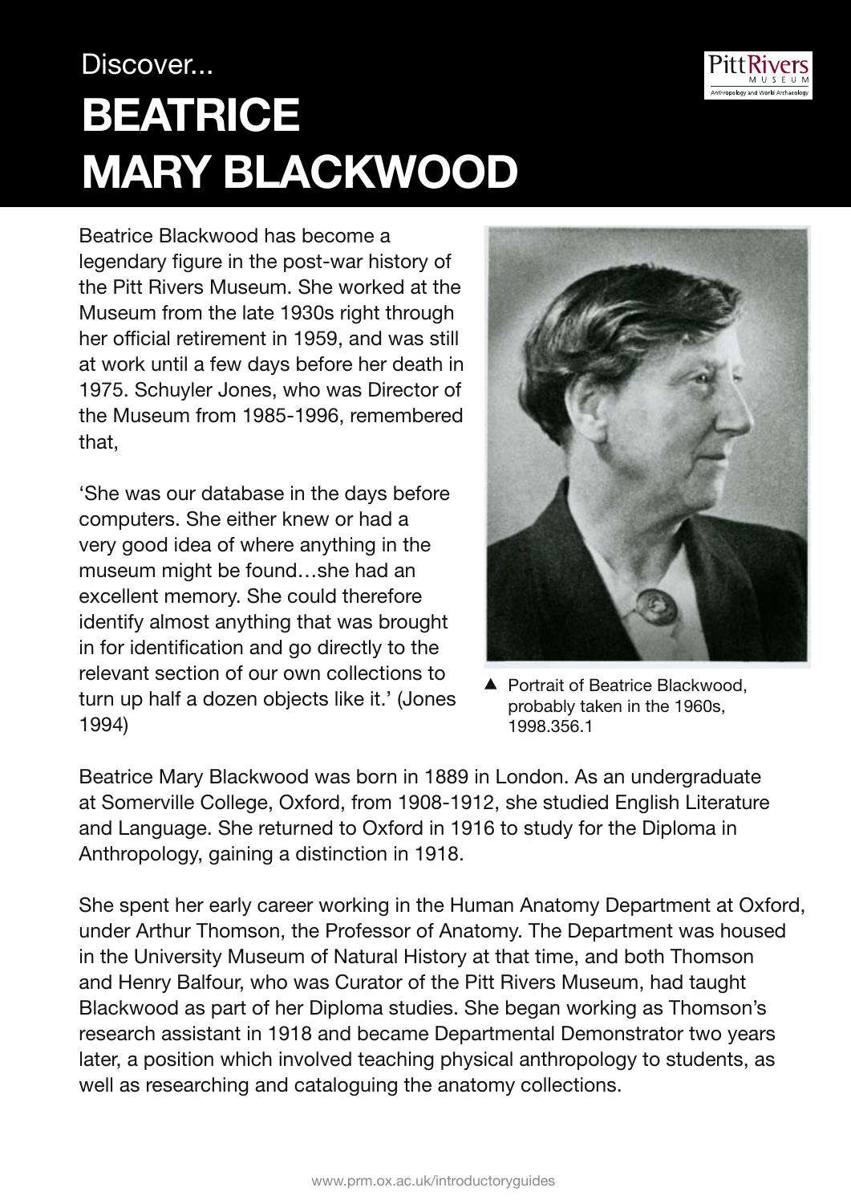Discover...

# BEATRICE MARY BLACKWOOD

Beatrice Blackwood has become a legendary figure in the post-war history of the Pitt Rivers Museum. She worked at the Museum from the late 1930s right through her official retirement in 1959, and was still at work until a few days before her death in 1975. Schuyler Jones, who was Director of the Museum from 1985-1996, remembered that,

'She was our database in the days before computers. She either knew or had a very good idea of where anything in the museum might be found…she had an excellent memory. She could therefore identify almost anything that was brought in for identification and go directly to the relevant section of our own collections to turn up half a dozen objects like it.' (Jones 1994)

▲ Portrait of Beatrice Blackwood, probably taken in the 1960s, 1998.356.1

Beatrice Mary Blackwood was born in 1889 in London. As an undergraduate at Somerville College, Oxford, from 1908-1912, she studied English Literature and Language. She returned to Oxford in 1916 to study for the Diploma in Anthropology, gaining a distinction in 1918.

She spent her early career working in the Human Anatomy Department at Oxford, under Arthur Thomson, the Professor of Anatomy. The Department was housed in the University Museum of Natural History at that time, and both Thomson and Henry Balfour, who was Curator of the Pitt Rivers Museum, had taught Blackwood as part of her Diploma studies. She began working as Thomson's research assistant in 1918 and became Departmental Demonstrator two years later, a position which involved teaching physical anthropology to students, as well as researching and cataloguing the anatomy collections.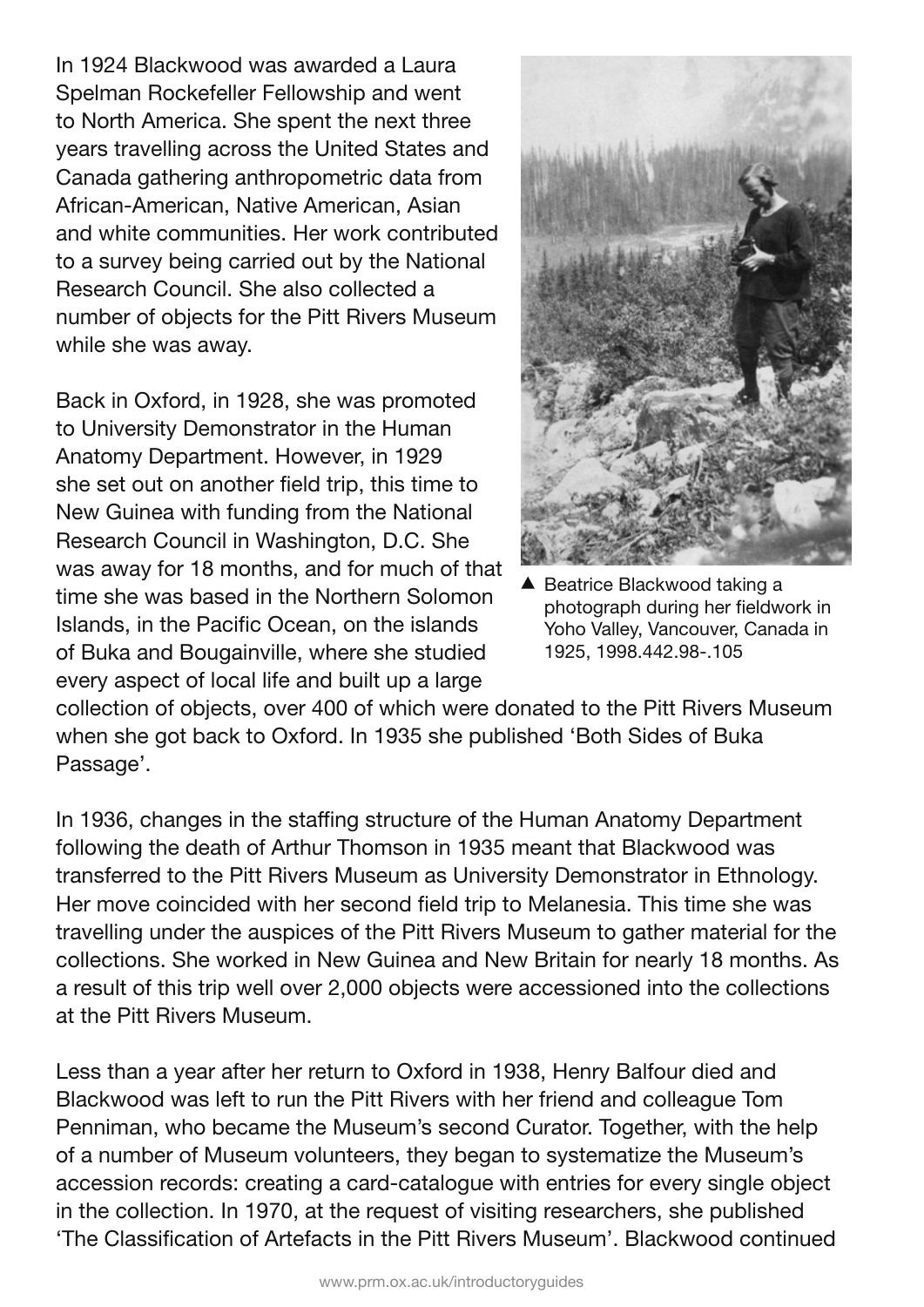In 1924 Blackwood was awarded a Laura Spelman Rockefeller Fellowship and went to North America. She spent the next three years travelling across the United States and Canada gathering anthropometric data from African-American, Native American, Asian and white communities. Her work contributed to a survey being carried out by the National Research Council. She also collected a number of objects for the Pitt Rivers Museum while she was away.

▲ Beatrice Blackwood taking a photograph during her fieldwork in Yoho Valley, Vancouver, Canada in 1925, 1998.442.98-.105

Back in Oxford, in 1928, she was promoted to University Demonstrator in the Human Anatomy Department. However, in 1929 she set out on another field trip, this time to New Guinea with funding from the National Research Council in Washington, D.C. She was away for 18 months, and for much of that time she was based in the Northern Solomon Islands, in the Pacific Ocean, on the islands of Buka and Bougainville, where she studied every aspect of local life and built up a large collection of objects, over 400 of which were donated to the Pitt Rivers Museum when she got back to Oxford. In 1935 she published 'Both Sides of Buka Passage'.

In 1936, changes in the staffing structure of the Human Anatomy Department following the death of Arthur Thomson in 1935 meant that Blackwood was transferred to the Pitt Rivers Museum as University Demonstrator in Ethnology. Her move coincided with her second field trip to Melanesia. This time she was travelling under the auspices of the Pitt Rivers Museum to gather material for the collections. She worked in New Guinea and New Britain for nearly 18 months. As a result of this trip well over 2,000 objects were accessioned into the collections at the Pitt Rivers Museum.

Less than a year after her return to Oxford in 1938, Henry Balfour died and Blackwood was left to run the Pitt Rivers with her friend and colleague Tom Penniman, who became the Museum's second Curator. Together, with the help of a number of Museum volunteers, they began to systematize the Museum's accession records: creating a card-catalogue with entries for every single object in the collection. In 1970, at the request of visiting researchers, she published 'The Classification of Artefacts in the Pitt Rivers Museum'. Blackwood continued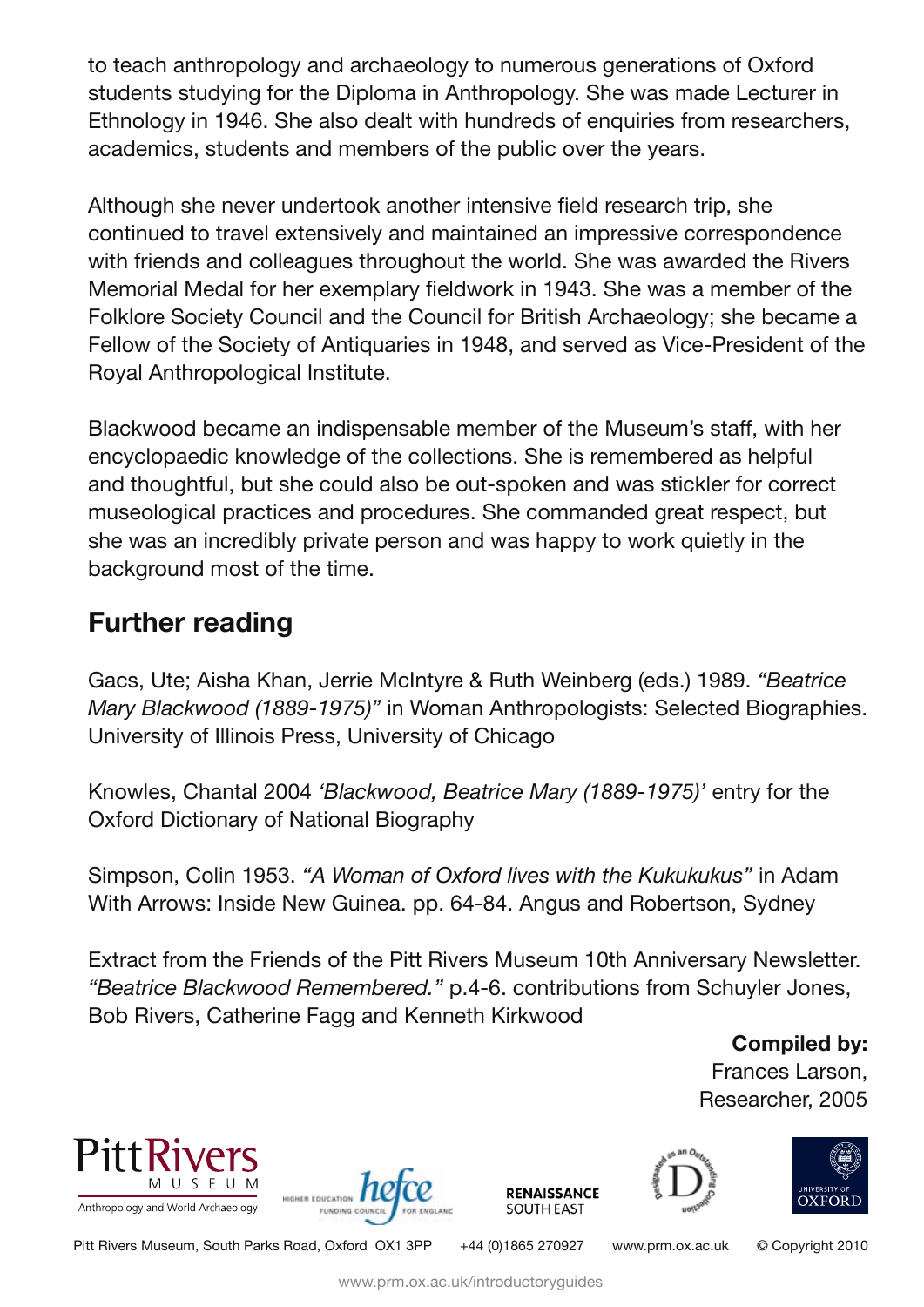to teach anthropology and archaeology to numerous generations of Oxford students studying for the Diploma in Anthropology. She was made Lecturer in Ethnology in 1946. She also dealt with hundreds of enquiries from researchers, academics, students and members of the public over the years.

Although she never undertook another intensive field research trip, she continued to travel extensively and maintained an impressive correspondence with friends and colleagues throughout the world. She was awarded the Rivers Memorial Medal for her exemplary fieldwork in 1943. She was a member of the Folklore Society Council and the Council for British Archaeology; she became a Fellow of the Society of Antiquaries in 1948, and served as Vice-President of the Royal Anthropological Institute.

Blackwood became an indispensable member of the Museum's staff, with her encyclopaedic knowledge of the collections. She is remembered as helpful and thoughtful, but she could also be out-spoken and was stickler for correct museological practices and procedures. She commanded great respect, but she was an incredibly private person and was happy to work quietly in the background most of the time.

## Further reading

Gacs, Ute; Aisha Khan, Jerrie McIntyre & Ruth Weinberg (eds.) 1989. *"Beatrice Mary Blackwood (1889-1975)"* in Woman Anthropologists: Selected Biographies. University of Illinois Press, University of Chicago

Knowles, Chantal 2004 *'Blackwood, Beatrice Mary (1889-1975)'* entry for the Oxford Dictionary of National Biography

Simpson, Colin 1953. *"A Woman of Oxford lives with the Kukukukus"* in Adam With Arrows: Inside New Guinea. pp. 64-84. Angus and Robertson, Sydney

Extract from the Friends of the Pitt Rivers Museum 10th Anniversary Newsletter. *"Beatrice Blackwood Remembered."* p.4-6. contributions from Schuyler Jones, Bob Rivers, Catherine Fagg and Kenneth Kirkwood

**Compiled by:**
Frances Larson,
Researcher, 2005

Pitt Rivers Museum, South Parks Road, Oxford OX1 3PP    +44 (0)1865 270927    www.prm.ox.ac.uk    © Copyright 2010

www.prm.ox.ac.uk/introductoryguides